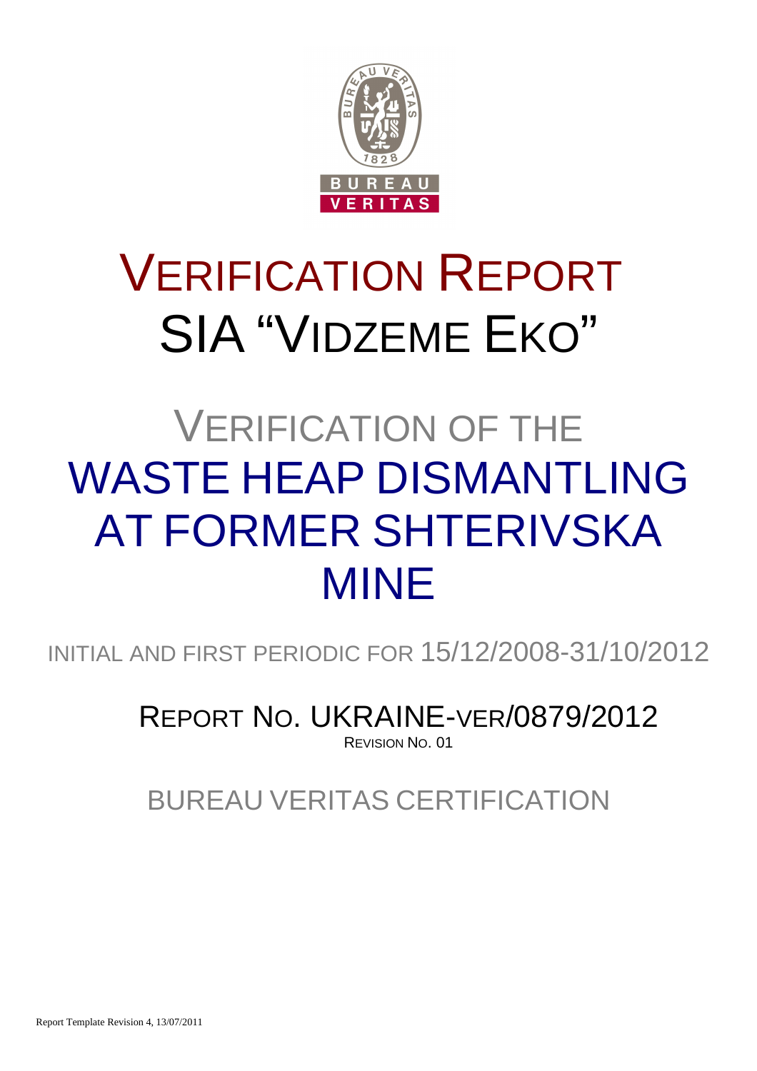# VERIFICATION REPORT
# SIA "VIDZEME EKO"

## VERIFICATION OF THE WASTE HEAP DISMANTLING AT FORMER SHTERIVSKA MINE

INITIAL AND FIRST PERIODIC FOR 15/12/2008-31/10/2012

REPORT NO. UKRAINE-VER/0879/2012

REVISION NO. 01

BUREAU VERITAS CERTIFICATION

Report Template Revision 4, 13/07/2011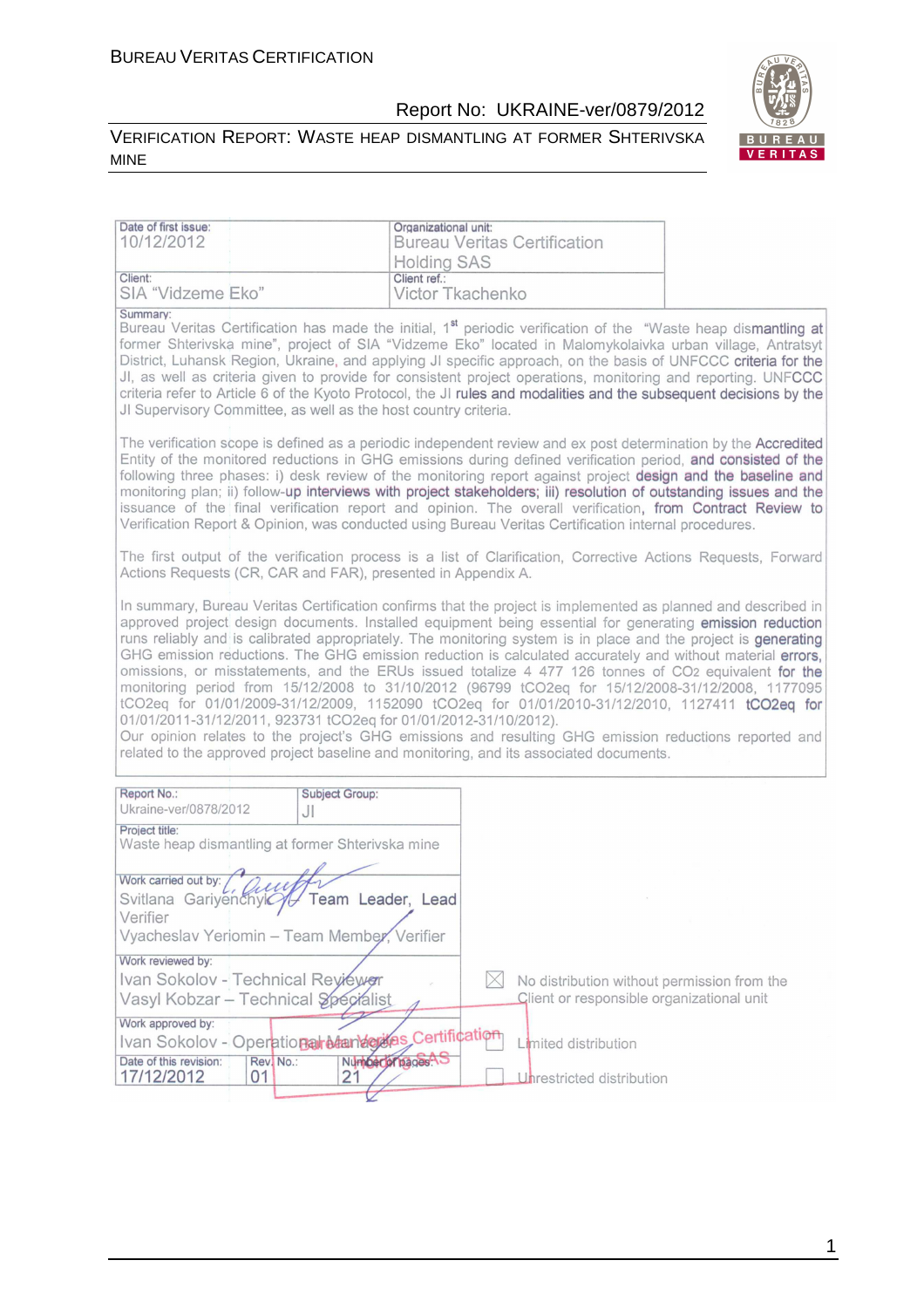| Date of first issue: 10/12/2012 | Organizational unit: Bureau Veritas Certification Holding SAS |
|---|---|
| Client: SIA "Vidzeme Eko" | Client ref.: Victor Tkachenko |

Summary:
Bureau Veritas Certification has made the initial, 1st periodic verification of the "Waste heap dismantling at former Shterivska mine", project of SIA "Vidzeme Eko" located in Malomykolaivka urban village, Antratsyt District, Luhansk Region, Ukraine, and applying JI specific approach, on the basis of UNFCCC criteria for the JI, as well as criteria given to provide for consistent project operations, monitoring and reporting. UNFCCC criteria refer to Article 6 of the Kyoto Protocol, the JI rules and modalities and the subsequent decisions by the JI Supervisory Committee, as well as the host country criteria.

The verification scope is defined as a periodic independent review and ex post determination by the Accredited Entity of the monitored reductions in GHG emissions during defined verification period, and consisted of the following three phases: i) desk review of the monitoring report against project design and the baseline and monitoring plan; ii) follow-up interviews with project stakeholders; iii) resolution of outstanding issues and the issuance of the final verification report and opinion. The overall verification, from Contract Review to Verification Report & Opinion, was conducted using Bureau Veritas Certification internal procedures.

The first output of the verification process is a list of Clarification, Corrective Actions Requests, Forward Actions Requests (CR, CAR and FAR), presented in Appendix A.

In summary, Bureau Veritas Certification confirms that the project is implemented as planned and described in approved project design documents. Installed equipment being essential for generating emission reduction runs reliably and is calibrated appropriately. The monitoring system is in place and the project is generating GHG emission reductions. The GHG emission reduction is calculated accurately and without material errors, omissions, or misstatements, and the ERUs issued totalize 4 477 126 tonnes of $CO_2$ equivalent for the monitoring period from 15/12/2008 to 31/10/2012 (96799 tCO2eq for 15/12/2008-31/12/2008, 1177095 tCO2eq for 01/01/2009-31/12/2009, 1152090 tCO2eq for 01/01/2010-31/12/2010, 1127411 tCO2eq for 01/01/2011-31/12/2011, 923731 tCO2eq for 01/01/2012-31/10/2012).
Our opinion relates to the project's GHG emissions and resulting GHG emission reductions reported and related to the approved project baseline and monitoring, and its associated documents.

| Report No.: Ukraine-ver/0878/2012 | Subject Group: JI | |
|---|---|---|
| Project title: Waste heap dismantling at former Shterivska mine | | |
| Work carried out by: Svitlana Gariyenchyk – Team Leader, Lead Verifier; Vyacheslav Yeriomin – Team Member, Verifier | | |
| Work reviewed by: Ivan Sokolov - Technical Reviewer; Vasyl Kobzar – Technical Specialist | | ☒ No distribution without permission from the Client or responsible organizational unit |
| Work approved by: Ivan Sokolov - Operational Manager | | ☐ Limited distribution |
| Date of this revision: 17/12/2012 | Rev. No.: 01 / Number of pages: 21 | ☐ Unrestricted distribution |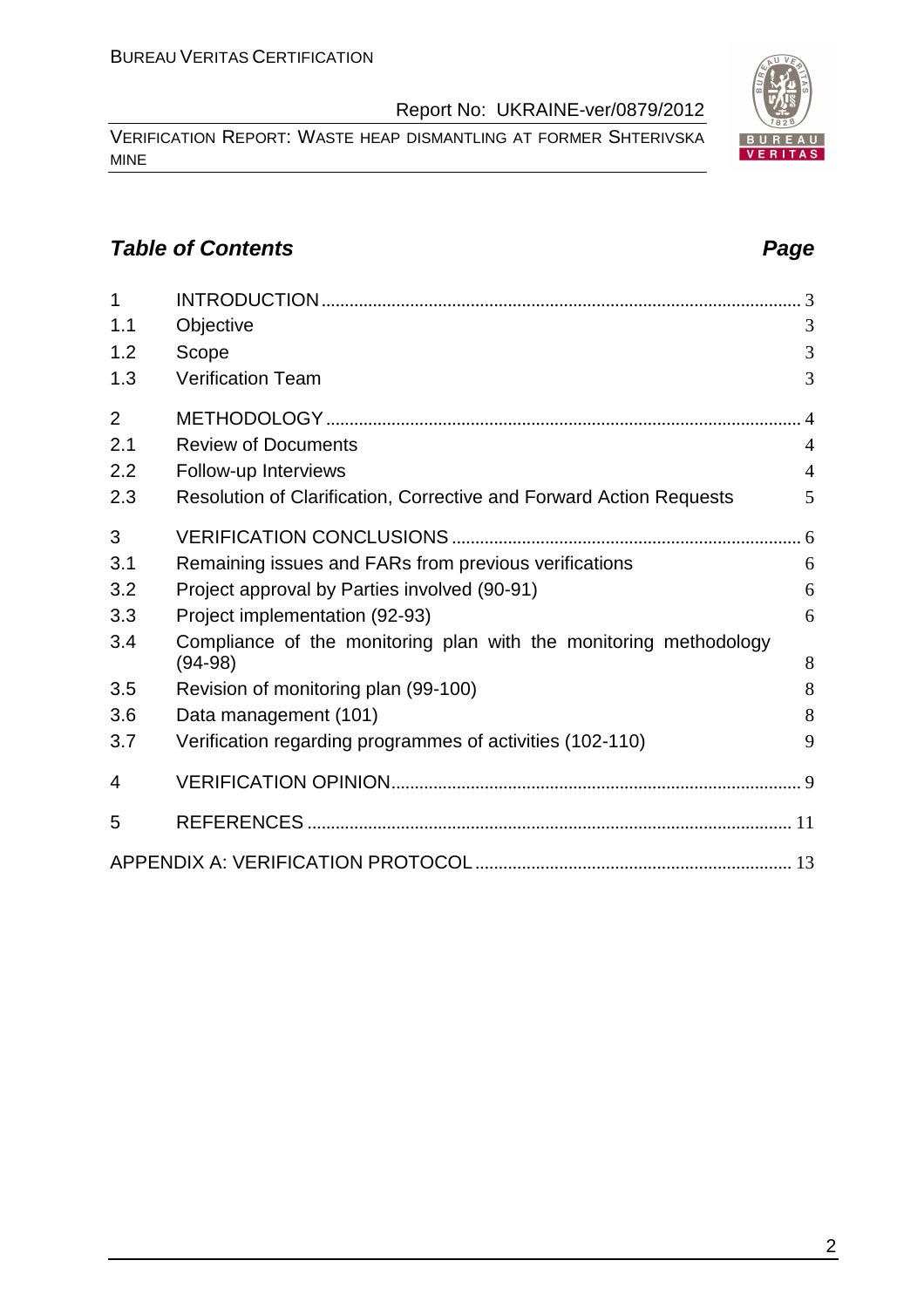## *Table of Contents* *Page*

| | | |
|---|---|---|
| 1 | INTRODUCTION | 3 |
| 1.1 | Objective | 3 |
| 1.2 | Scope | 3 |
| 1.3 | Verification Team | 3 |
| 2 | METHODOLOGY | 4 |
| 2.1 | Review of Documents | 4 |
| 2.2 | Follow-up Interviews | 4 |
| 2.3 | Resolution of Clarification, Corrective and Forward Action Requests | 5 |
| 3 | VERIFICATION CONCLUSIONS | 6 |
| 3.1 | Remaining issues and FARs from previous verifications | 6 |
| 3.2 | Project approval by Parties involved (90-91) | 6 |
| 3.3 | Project implementation (92-93) | 6 |
| 3.4 | Compliance of the monitoring plan with the monitoring methodology (94-98) | 8 |
| 3.5 | Revision of monitoring plan (99-100) | 8 |
| 3.6 | Data management (101) | 8 |
| 3.7 | Verification regarding programmes of activities (102-110) | 9 |
| 4 | VERIFICATION OPINION | 9 |
| 5 | REFERENCES | 11 |
| | APPENDIX A: VERIFICATION PROTOCOL | 13 |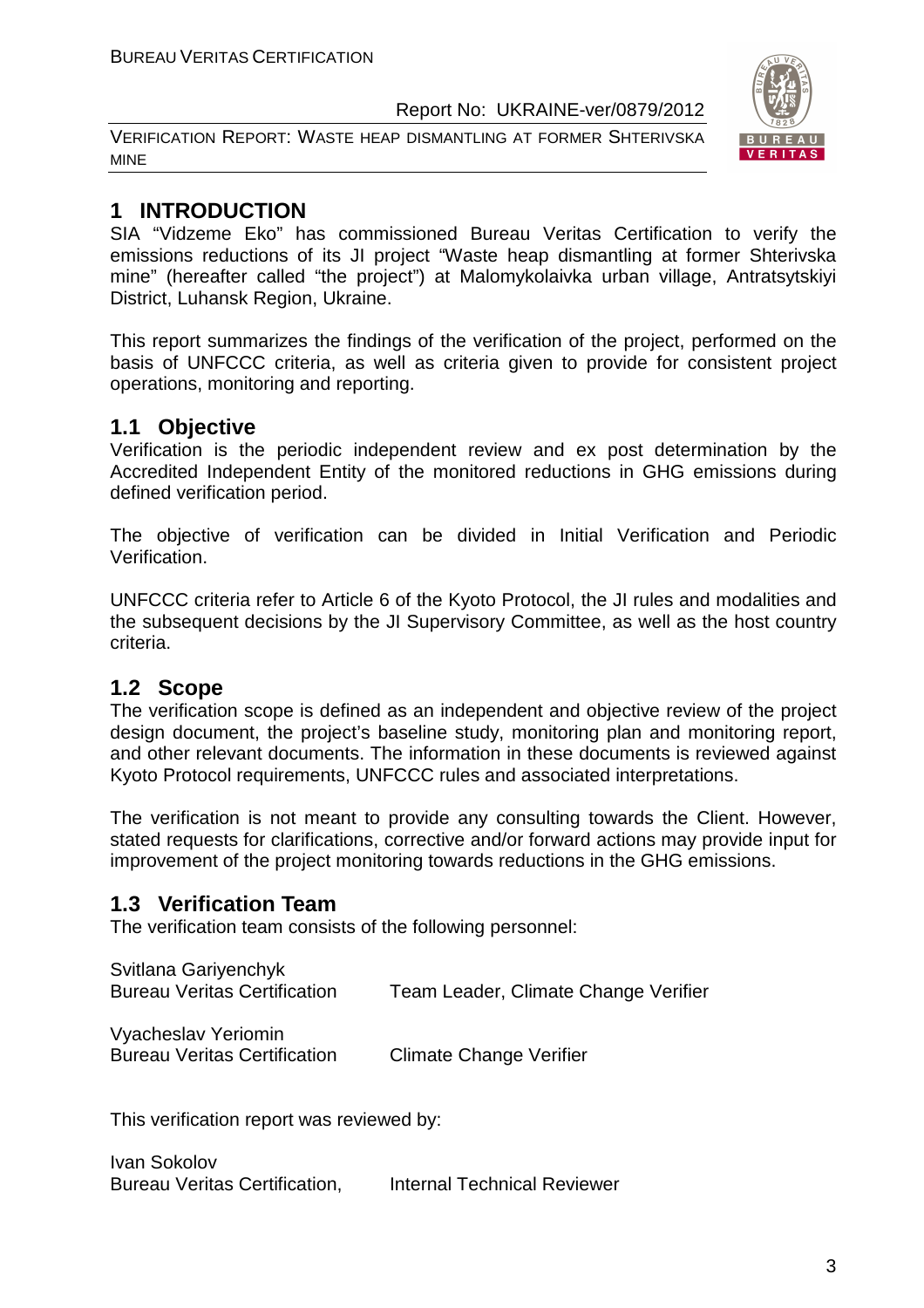# 1 INTRODUCTION

SIA "Vidzeme Eko" has commissioned Bureau Veritas Certification to verify the emissions reductions of its JI project "Waste heap dismantling at former Shterivska mine" (hereafter called "the project") at Malomykolaivka urban village, Antratsytskiyi District, Luhansk Region, Ukraine.

This report summarizes the findings of the verification of the project, performed on the basis of UNFCCC criteria, as well as criteria given to provide for consistent project operations, monitoring and reporting.

## 1.1 Objective

Verification is the periodic independent review and ex post determination by the Accredited Independent Entity of the monitored reductions in GHG emissions during defined verification period.

The objective of verification can be divided in Initial Verification and Periodic Verification.

UNFCCC criteria refer to Article 6 of the Kyoto Protocol, the JI rules and modalities and the subsequent decisions by the JI Supervisory Committee, as well as the host country criteria.

## 1.2 Scope

The verification scope is defined as an independent and objective review of the project design document, the project's baseline study, monitoring plan and monitoring report, and other relevant documents. The information in these documents is reviewed against Kyoto Protocol requirements, UNFCCC rules and associated interpretations.

The verification is not meant to provide any consulting towards the Client. However, stated requests for clarifications, corrective and/or forward actions may provide input for improvement of the project monitoring towards reductions in the GHG emissions.

## 1.3 Verification Team

The verification team consists of the following personnel:

Svitlana Gariyenchyk
Bureau Veritas Certification — Team Leader, Climate Change Verifier

Vyacheslav Yeriomin
Bureau Veritas Certification — Climate Change Verifier

This verification report was reviewed by:

Ivan Sokolov
Bureau Veritas Certification, — Internal Technical Reviewer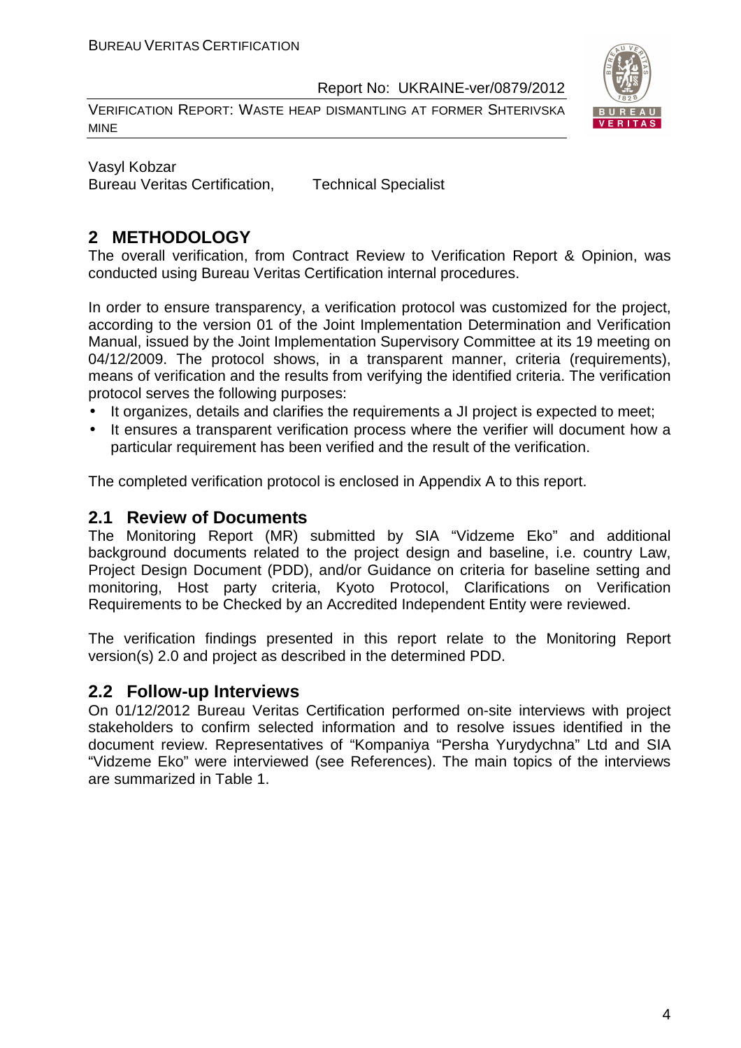Vasyl Kobzar
Bureau Veritas Certification, Technical Specialist

# 2 METHODOLOGY

The overall verification, from Contract Review to Verification Report & Opinion, was conducted using Bureau Veritas Certification internal procedures.

In order to ensure transparency, a verification protocol was customized for the project, according to the version 01 of the Joint Implementation Determination and Verification Manual, issued by the Joint Implementation Supervisory Committee at its 19 meeting on 04/12/2009. The protocol shows, in a transparent manner, criteria (requirements), means of verification and the results from verifying the identified criteria. The verification protocol serves the following purposes:

- It organizes, details and clarifies the requirements a JI project is expected to meet;
- It ensures a transparent verification process where the verifier will document how a particular requirement has been verified and the result of the verification.

The completed verification protocol is enclosed in Appendix A to this report.

## 2.1 Review of Documents

The Monitoring Report (MR) submitted by SIA "Vidzeme Eko" and additional background documents related to the project design and baseline, i.e. country Law, Project Design Document (PDD), and/or Guidance on criteria for baseline setting and monitoring, Host party criteria, Kyoto Protocol, Clarifications on Verification Requirements to be Checked by an Accredited Independent Entity were reviewed.

The verification findings presented in this report relate to the Monitoring Report version(s) 2.0 and project as described in the determined PDD.

## 2.2 Follow-up Interviews

On 01/12/2012 Bureau Veritas Certification performed on-site interviews with project stakeholders to confirm selected information and to resolve issues identified in the document review. Representatives of "Kompaniya "Persha Yurydychna" Ltd and SIA "Vidzeme Eko" were interviewed (see References). The main topics of the interviews are summarized in Table 1.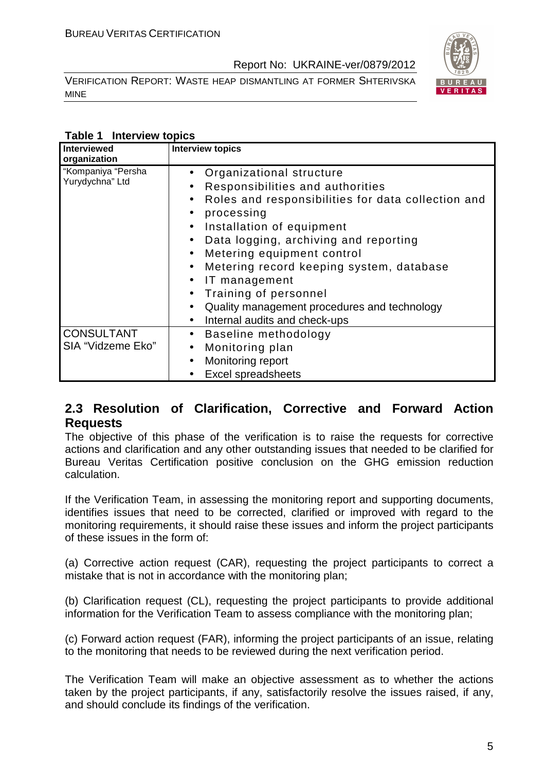**Table 1 Interview topics**

| Interviewed organization | Interview topics |
|---|---|
| "Kompaniya "Persha Yurydychna" Ltd | • Organizational structure<br>• Responsibilities and authorities<br>• Roles and responsibilities for data collection and<br>• processing<br>• Installation of equipment<br>• Data logging, archiving and reporting<br>• Metering equipment control<br>• Metering record keeping system, database<br>• IT management<br>• Training of personnel<br>• Quality management procedures and technology<br>• Internal audits and check-ups |
| CONSULTANT SIA "Vidzeme Eko" | • Baseline methodology<br>• Monitoring plan<br>• Monitoring report<br>• Excel spreadsheets |

## 2.3 Resolution of Clarification, Corrective and Forward Action Requests

The objective of this phase of the verification is to raise the requests for corrective actions and clarification and any other outstanding issues that needed to be clarified for Bureau Veritas Certification positive conclusion on the GHG emission reduction calculation.

If the Verification Team, in assessing the monitoring report and supporting documents, identifies issues that need to be corrected, clarified or improved with regard to the monitoring requirements, it should raise these issues and inform the project participants of these issues in the form of:

(a) Corrective action request (CAR), requesting the project participants to correct a mistake that is not in accordance with the monitoring plan;

(b) Clarification request (CL), requesting the project participants to provide additional information for the Verification Team to assess compliance with the monitoring plan;

(c) Forward action request (FAR), informing the project participants of an issue, relating to the monitoring that needs to be reviewed during the next verification period.

The Verification Team will make an objective assessment as to whether the actions taken by the project participants, if any, satisfactorily resolve the issues raised, if any, and should conclude its findings of the verification.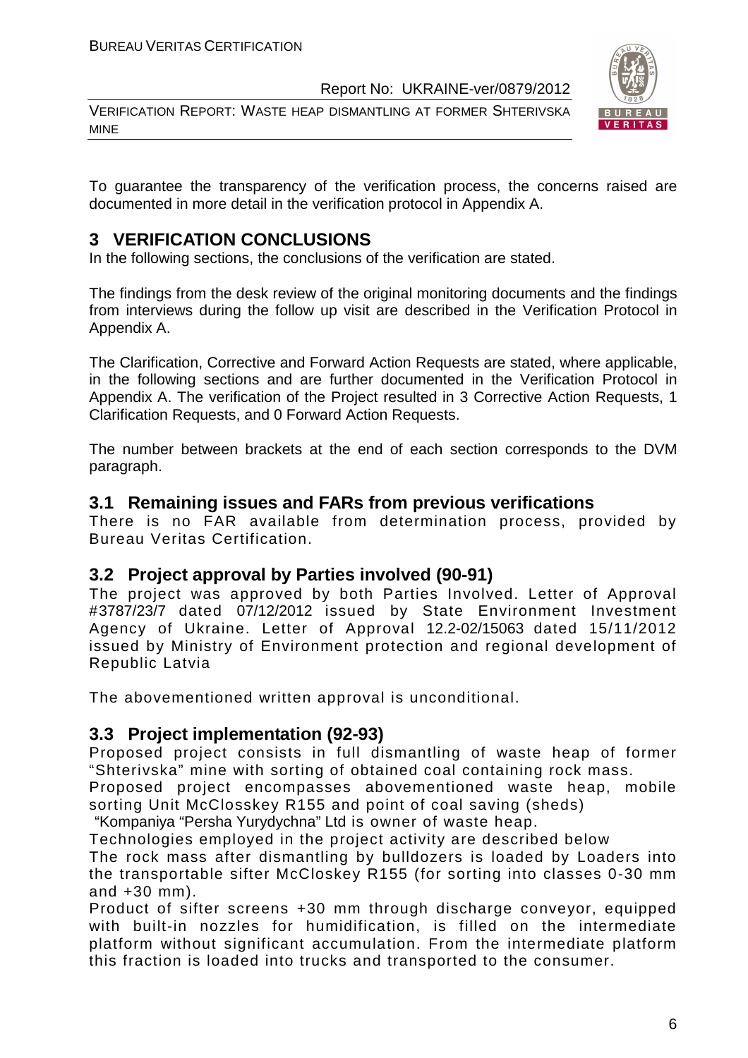To guarantee the transparency of the verification process, the concerns raised are documented in more detail in the verification protocol in Appendix A.

# 3 VERIFICATION CONCLUSIONS

In the following sections, the conclusions of the verification are stated.

The findings from the desk review of the original monitoring documents and the findings from interviews during the follow up visit are described in the Verification Protocol in Appendix A.

The Clarification, Corrective and Forward Action Requests are stated, where applicable, in the following sections and are further documented in the Verification Protocol in Appendix A. The verification of the Project resulted in 3 Corrective Action Requests, 1 Clarification Requests, and 0 Forward Action Requests.

The number between brackets at the end of each section corresponds to the DVM paragraph.

## 3.1 Remaining issues and FARs from previous verifications

There is no FAR available from determination process, provided by Bureau Veritas Certification.

## 3.2 Project approval by Parties involved (90-91)

The project was approved by both Parties Involved. Letter of Approval #3787/23/7 dated 07/12/2012 issued by State Environment Investment Agency of Ukraine. Letter of Approval 12.2-02/15063 dated 15/11/2012 issued by Ministry of Environment protection and regional development of Republic Latvia

The abovementioned written approval is unconditional.

## 3.3 Project implementation (92-93)

Proposed project consists in full dismantling of waste heap of former "Shterivska" mine with sorting of obtained coal containing rock mass.

Proposed project encompasses abovementioned waste heap, mobile sorting Unit McClosskey R155 and point of coal saving (sheds)

"Kompaniya "Persha Yurydychna" Ltd is owner of waste heap.

Technologies employed in the project activity are described below

The rock mass after dismantling by bulldozers is loaded by Loaders into the transportable sifter McCloskey R155 (for sorting into classes 0-30 mm and +30 mm).

Product of sifter screens +30 mm through discharge conveyor, equipped with built-in nozzles for humidification, is filled on the intermediate platform without significant accumulation. From the intermediate platform this fraction is loaded into trucks and transported to the consumer.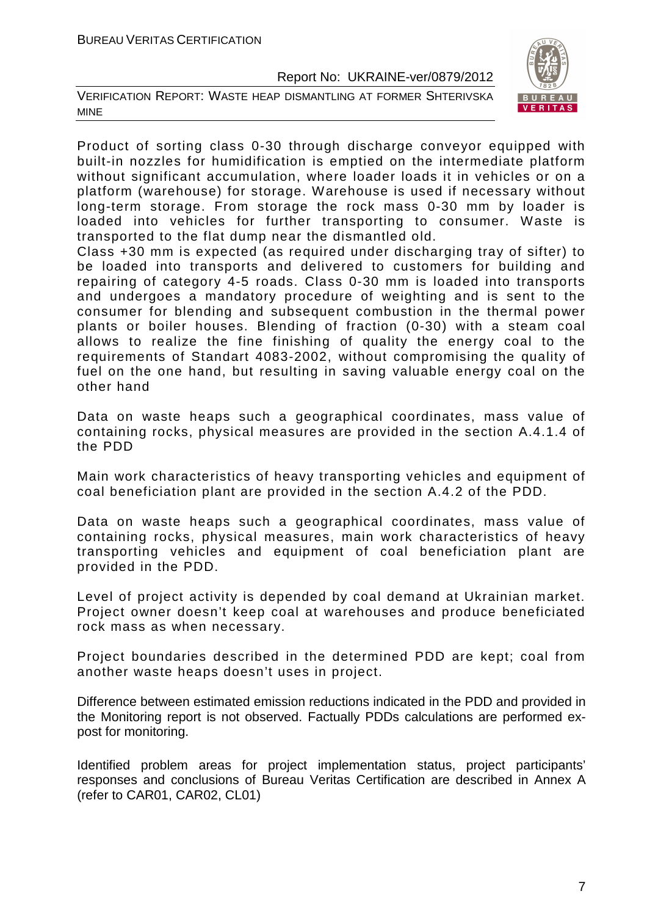Product of sorting class 0-30 through discharge conveyor equipped with built-in nozzles for humidification is emptied on the intermediate platform without significant accumulation, where loader loads it in vehicles or on a platform (warehouse) for storage. Warehouse is used if necessary without long-term storage. From storage the rock mass 0-30 mm by loader is loaded into vehicles for further transporting to consumer. Waste is transported to the flat dump near the dismantled old.

Class +30 mm is expected (as required under discharging tray of sifter) to be loaded into transports and delivered to customers for building and repairing of category 4-5 roads. Class 0-30 mm is loaded into transports and undergoes a mandatory procedure of weighting and is sent to the consumer for blending and subsequent combustion in the thermal power plants or boiler houses. Blending of fraction (0-30) with a steam coal allows to realize the fine finishing of quality the energy coal to the requirements of Standart 4083-2002, without compromising the quality of fuel on the one hand, but resulting in saving valuable energy coal on the other hand

Data on waste heaps such a geographical coordinates, mass value of containing rocks, physical measures are provided in the section A.4.1.4 of the PDD

Main work characteristics of heavy transporting vehicles and equipment of coal beneficiation plant are provided in the section A.4.2 of the PDD.

Data on waste heaps such a geographical coordinates, mass value of containing rocks, physical measures, main work characteristics of heavy transporting vehicles and equipment of coal beneficiation plant are provided in the PDD.

Level of project activity is depended by coal demand at Ukrainian market. Project owner doesn't keep coal at warehouses and produce beneficiated rock mass as when necessary.

Project boundaries described in the determined PDD are kept; coal from another waste heaps doesn't uses in project.

Difference between estimated emission reductions indicated in the PDD and provided in the Monitoring report is not observed. Factually PDDs calculations are performed ex-post for monitoring.

Identified problem areas for project implementation status, project participants' responses and conclusions of Bureau Veritas Certification are described in Annex A (refer to CAR01, CAR02, CL01)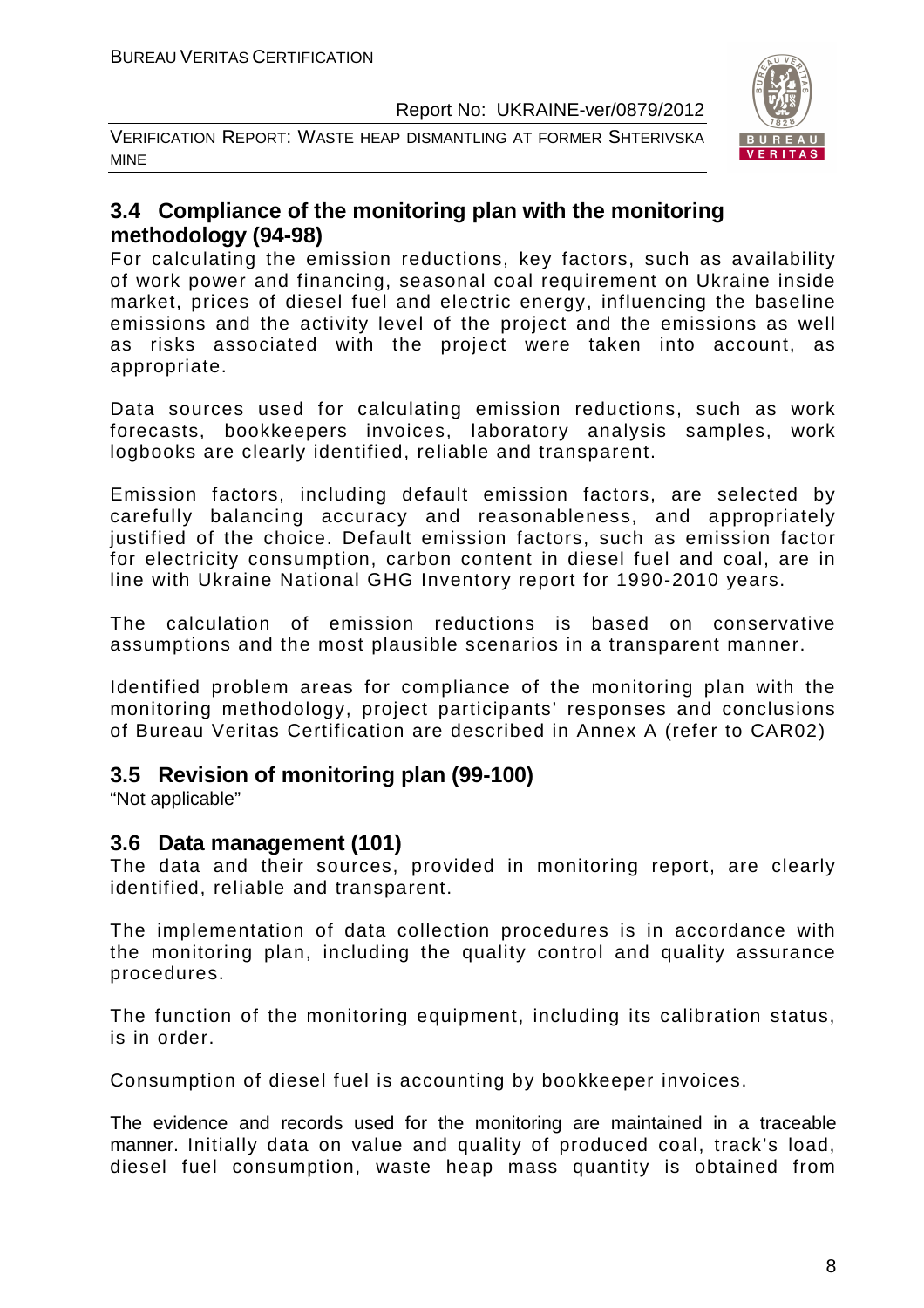## 3.4 Compliance of the monitoring plan with the monitoring methodology (94-98)

For calculating the emission reductions, key factors, such as availability of work power and financing, seasonal coal requirement on Ukraine inside market, prices of diesel fuel and electric energy, influencing the baseline emissions and the activity level of the project and the emissions as well as risks associated with the project were taken into account, as appropriate.

Data sources used for calculating emission reductions, such as work forecasts, bookkeepers invoices, laboratory analysis samples, work logbooks are clearly identified, reliable and transparent.

Emission factors, including default emission factors, are selected by carefully balancing accuracy and reasonableness, and appropriately justified of the choice. Default emission factors, such as emission factor for electricity consumption, carbon content in diesel fuel and coal, are in line with Ukraine National GHG Inventory report for 1990-2010 years.

The calculation of emission reductions is based on conservative assumptions and the most plausible scenarios in a transparent manner.

Identified problem areas for compliance of the monitoring plan with the monitoring methodology, project participants' responses and conclusions of Bureau Veritas Certification are described in Annex A (refer to CAR02)

## 3.5 Revision of monitoring plan (99-100)

"Not applicable"

## 3.6 Data management (101)

The data and their sources, provided in monitoring report, are clearly identified, reliable and transparent.

The implementation of data collection procedures is in accordance with the monitoring plan, including the quality control and quality assurance procedures.

The function of the monitoring equipment, including its calibration status, is in order.

Consumption of diesel fuel is accounting by bookkeeper invoices.

The evidence and records used for the monitoring are maintained in a traceable manner. Initially data on value and quality of produced coal, track's load, diesel fuel consumption, waste heap mass quantity is obtained from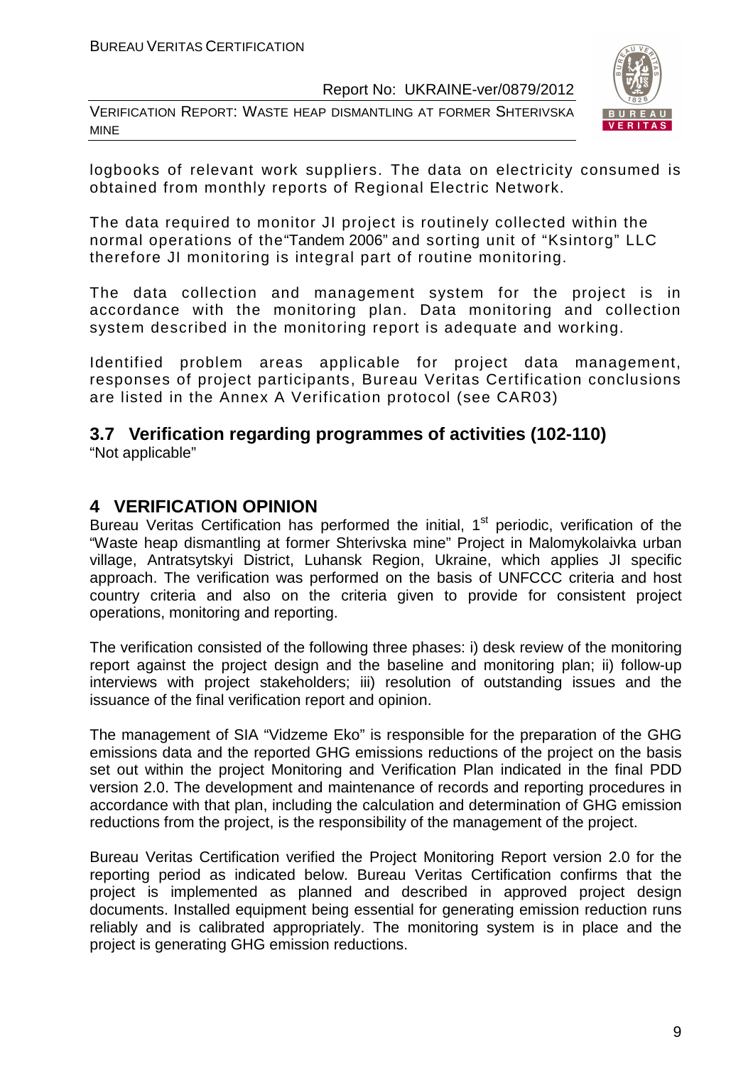logbooks of relevant work suppliers. The data on electricity consumed is obtained from monthly reports of Regional Electric Network.

The data required to monitor JI project is routinely collected within the normal operations of the"Tandem 2006" and sorting unit of "Ksintorg" LLC therefore JI monitoring is integral part of routine monitoring.

The data collection and management system for the project is in accordance with the monitoring plan. Data monitoring and collection system described in the monitoring report is adequate and working.

Identified problem areas applicable for project data management, responses of project participants, Bureau Veritas Certification conclusions are listed in the Annex A Verification protocol (see CAR03)

## 3.7 Verification regarding programmes of activities (102-110)

"Not applicable"

# 4 VERIFICATION OPINION

Bureau Veritas Certification has performed the initial, 1st periodic, verification of the "Waste heap dismantling at former Shterivska mine" Project in Malomykolaivka urban village, Antratsytskyi District, Luhansk Region, Ukraine, which applies JI specific approach. The verification was performed on the basis of UNFCCC criteria and host country criteria and also on the criteria given to provide for consistent project operations, monitoring and reporting.

The verification consisted of the following three phases: i) desk review of the monitoring report against the project design and the baseline and monitoring plan; ii) follow-up interviews with project stakeholders; iii) resolution of outstanding issues and the issuance of the final verification report and opinion.

The management of SIA "Vidzeme Eko" is responsible for the preparation of the GHG emissions data and the reported GHG emissions reductions of the project on the basis set out within the project Monitoring and Verification Plan indicated in the final PDD version 2.0. The development and maintenance of records and reporting procedures in accordance with that plan, including the calculation and determination of GHG emission reductions from the project, is the responsibility of the management of the project.

Bureau Veritas Certification verified the Project Monitoring Report version 2.0 for the reporting period as indicated below. Bureau Veritas Certification confirms that the project is implemented as planned and described in approved project design documents. Installed equipment being essential for generating emission reduction runs reliably and is calibrated appropriately. The monitoring system is in place and the project is generating GHG emission reductions.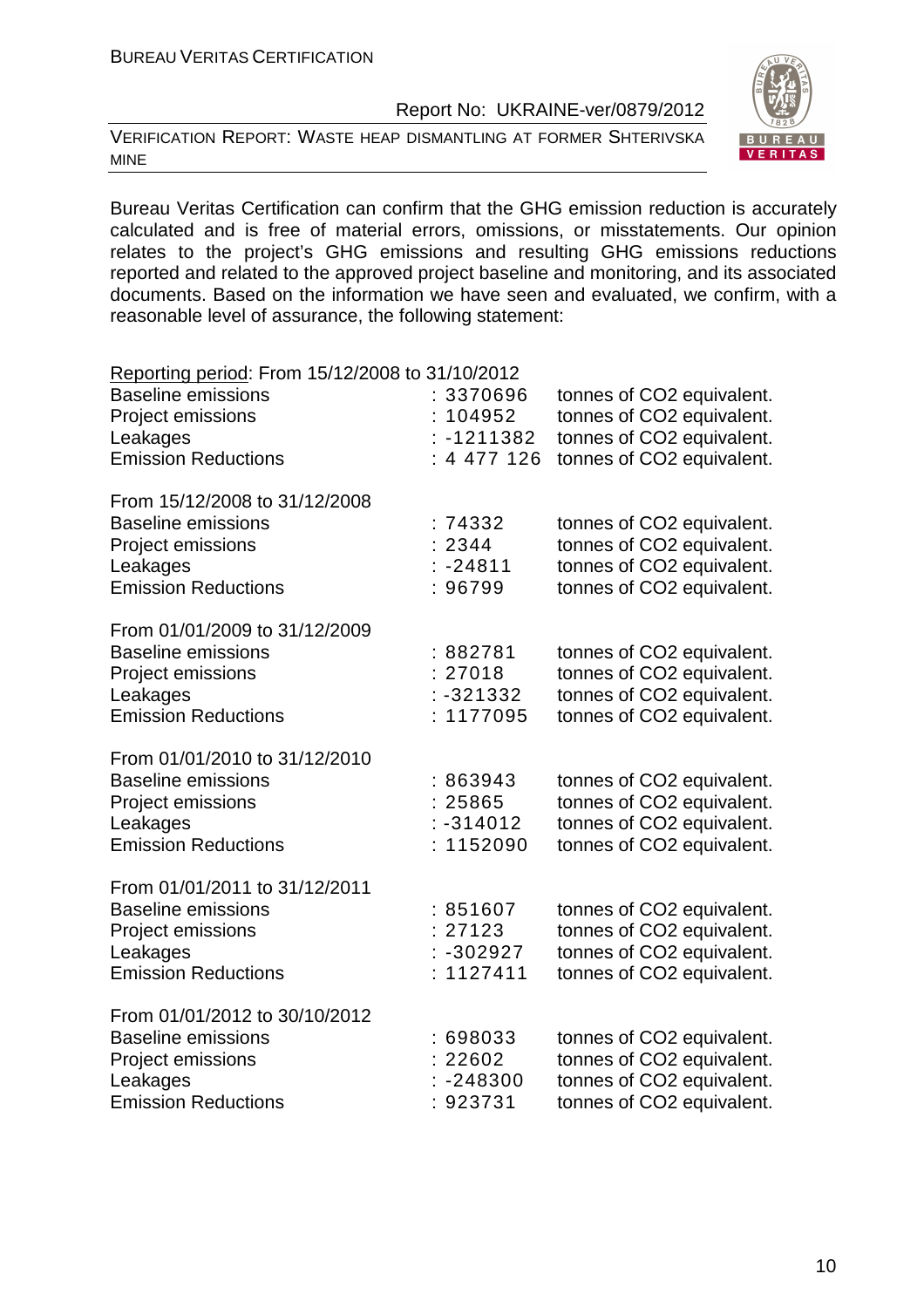Bureau Veritas Certification can confirm that the GHG emission reduction is accurately calculated and is free of material errors, omissions, or misstatements. Our opinion relates to the project's GHG emissions and resulting GHG emissions reductions reported and related to the approved project baseline and monitoring, and its associated documents. Based on the information we have seen and evaluated, we confirm, with a reasonable level of assurance, the following statement:

<u>Reporting period</u>: From 15/12/2008 to 31/10/2012

| | | |
|---|---|---|
| Baseline emissions | : 3370696 | tonnes of CO2 equivalent. |
| Project emissions | : 104952 | tonnes of CO2 equivalent. |
| Leakages | : -1211382 | tonnes of CO2 equivalent. |
| Emission Reductions | : 4 477 126 | tonnes of CO2 equivalent. |

From 15/12/2008 to 31/12/2008

| | | |
|---|---|---|
| Baseline emissions | : 74332 | tonnes of CO2 equivalent. |
| Project emissions | : 2344 | tonnes of CO2 equivalent. |
| Leakages | : -24811 | tonnes of CO2 equivalent. |
| Emission Reductions | : 96799 | tonnes of CO2 equivalent. |

From 01/01/2009 to 31/12/2009

| | | |
|---|---|---|
| Baseline emissions | : 882781 | tonnes of CO2 equivalent. |
| Project emissions | : 27018 | tonnes of CO2 equivalent. |
| Leakages | : -321332 | tonnes of CO2 equivalent. |
| Emission Reductions | : 1177095 | tonnes of CO2 equivalent. |

From 01/01/2010 to 31/12/2010

| | | |
|---|---|---|
| Baseline emissions | : 863943 | tonnes of CO2 equivalent. |
| Project emissions | : 25865 | tonnes of CO2 equivalent. |
| Leakages | : -314012 | tonnes of CO2 equivalent. |
| Emission Reductions | : 1152090 | tonnes of CO2 equivalent. |

From 01/01/2011 to 31/12/2011

| | | |
|---|---|---|
| Baseline emissions | : 851607 | tonnes of CO2 equivalent. |
| Project emissions | : 27123 | tonnes of CO2 equivalent. |
| Leakages | : -302927 | tonnes of CO2 equivalent. |
| Emission Reductions | : 1127411 | tonnes of CO2 equivalent. |

From 01/01/2012 to 30/10/2012

| | | |
|---|---|---|
| Baseline emissions | : 698033 | tonnes of CO2 equivalent. |
| Project emissions | : 22602 | tonnes of CO2 equivalent. |
| Leakages | : -248300 | tonnes of CO2 equivalent. |
| Emission Reductions | : 923731 | tonnes of CO2 equivalent. |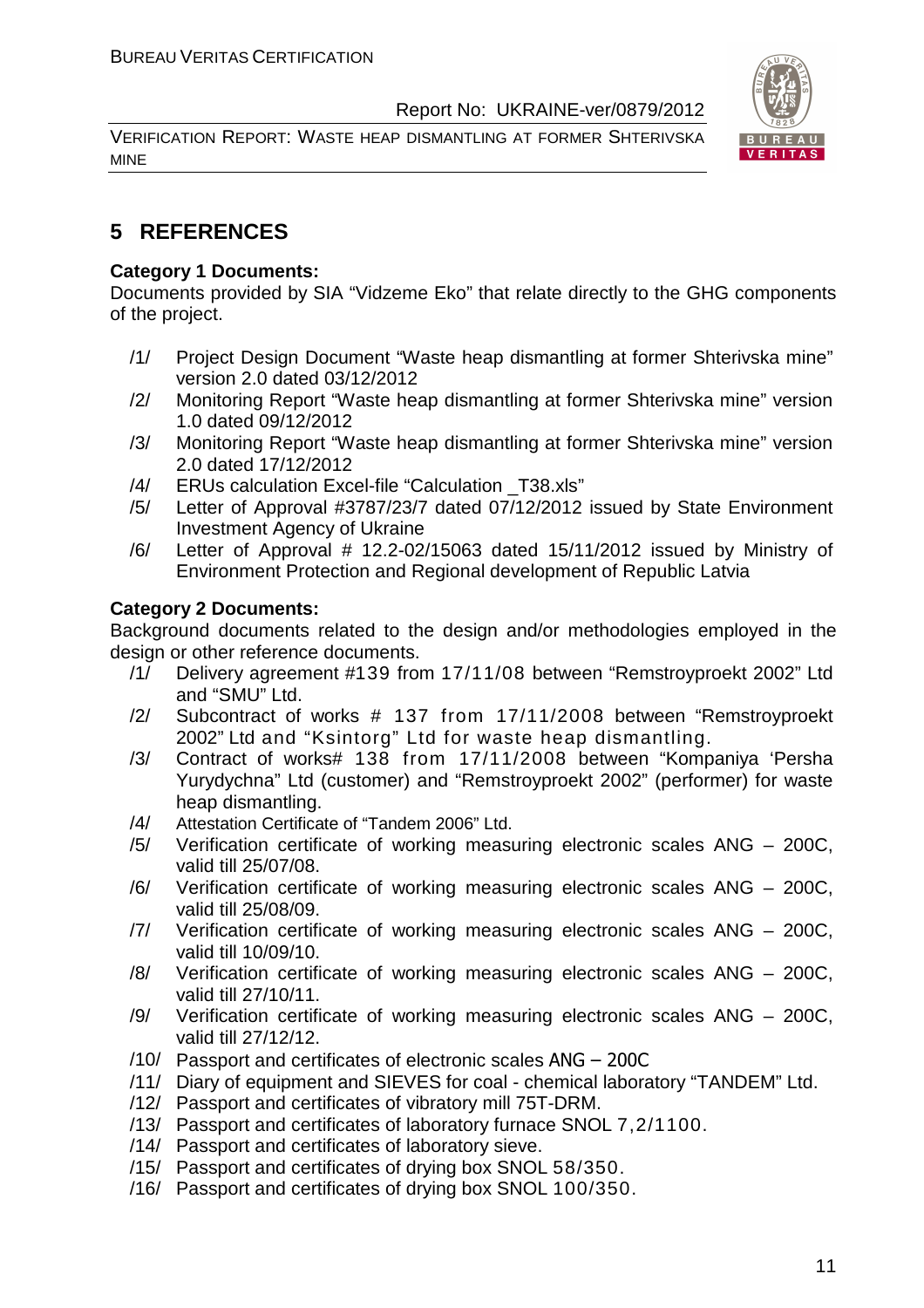# 5 REFERENCES

**Category 1 Documents:**

Documents provided by SIA "Vidzeme Eko" that relate directly to the GHG components of the project.

/1/ Project Design Document "Waste heap dismantling at former Shterivska mine" version 2.0 dated 03/12/2012

/2/ Monitoring Report "Waste heap dismantling at former Shterivska mine" version 1.0 dated 09/12/2012

/3/ Monitoring Report "Waste heap dismantling at former Shterivska mine" version 2.0 dated 17/12/2012

/4/ ERUs calculation Excel-file "Calculation _T38.xls"

/5/ Letter of Approval #3787/23/7 dated 07/12/2012 issued by State Environment Investment Agency of Ukraine

/6/ Letter of Approval # 12.2-02/15063 dated 15/11/2012 issued by Ministry of Environment Protection and Regional development of Republic Latvia

**Category 2 Documents:**

Background documents related to the design and/or methodologies employed in the design or other reference documents.

/1/ Delivery agreement #139 from 17/11/08 between "Remstroyproekt 2002" Ltd and "SMU" Ltd.

/2/ Subcontract of works # 137 from 17/11/2008 between "Remstroyproekt 2002" Ltd and "Ksintorg" Ltd for waste heap dismantling.

/3/ Contract of works# 138 from 17/11/2008 between "Kompaniya 'Persha Yurydychna" Ltd (customer) and "Remstroyproekt 2002" (performer) for waste heap dismantling.

/4/ Attestation Certificate of "Tandem 2006" Ltd.

/5/ Verification certificate of working measuring electronic scales ANG – 200C, valid till 25/07/08.

/6/ Verification certificate of working measuring electronic scales ANG – 200C, valid till 25/08/09.

/7/ Verification certificate of working measuring electronic scales ANG – 200C, valid till 10/09/10.

/8/ Verification certificate of working measuring electronic scales ANG – 200C, valid till 27/10/11.

/9/ Verification certificate of working measuring electronic scales ANG – 200C, valid till 27/12/12.

/10/ Passport and certificates of electronic scales ANG – 200C

/11/ Diary of equipment and SIEVES for coal - chemical laboratory "TANDEM" Ltd.

/12/ Passport and certificates of vibratory mill 75T-DRM.

/13/ Passport and certificates of laboratory furnace SNOL 7,2/1100.

/14/ Passport and certificates of laboratory sieve.

/15/ Passport and certificates of drying box SNOL 58/350.

/16/ Passport and certificates of drying box SNOL 100/350.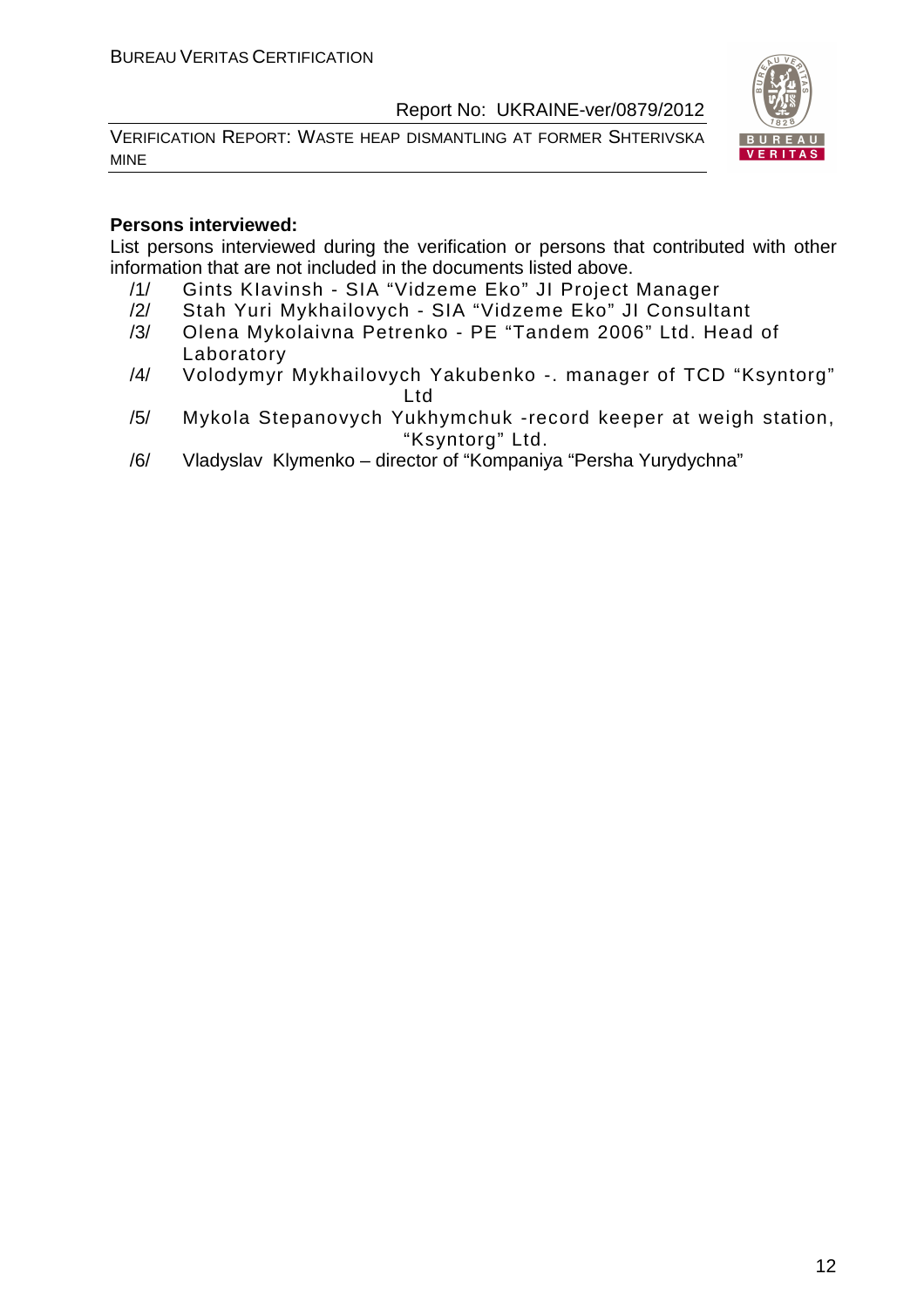**Persons interviewed:**

List persons interviewed during the verification or persons that contributed with other information that are not included in the documents listed above.

/1/ Gints KIavinsh - SIA "Vidzeme Eko" JI Project Manager

/2/ Stah Yuri Mykhailovych - SIA "Vidzeme Eko" JI Consultant

/3/ Olena Mykolaivna Petrenko - PE "Tandem 2006" Ltd. Head of Laboratory

/4/ Volodymyr Mykhailovych Yakubenko -. manager of TCD "Ksyntorg" Ltd

/5/ Mykola Stepanovych Yukhymchuk -record keeper at weigh station, "Ksyntorg" Ltd.

/6/ Vladyslav Klymenko – director of "Kompaniya "Persha Yurydychna"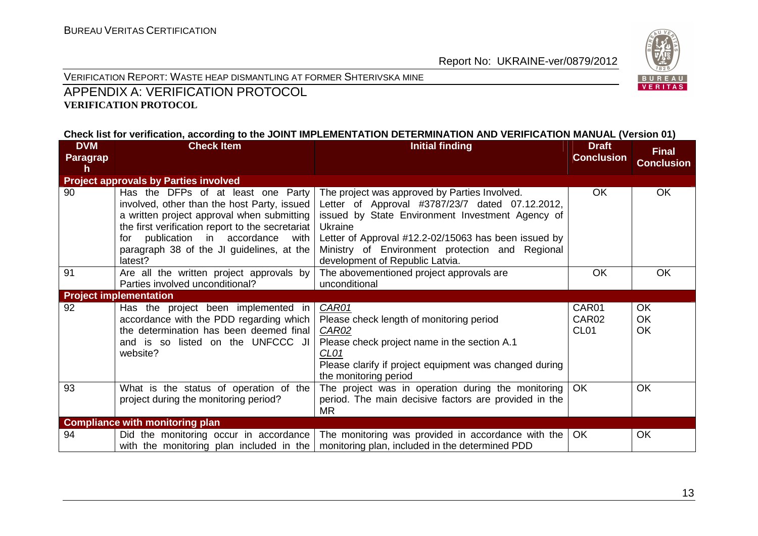## APPENDIX A: VERIFICATION PROTOCOL

**VERIFICATION PROTOCOL**

**Check list for verification, according to the JOINT IMPLEMENTATION DETERMINATION AND VERIFICATION MANUAL (Version 01)**

| DVM Paragraph | Check Item | Initial finding | Draft Conclusion | Final Conclusion |
|---|---|---|---|---|
| **Project approvals by Parties involved** | | | | |
| 90 | Has the DFPs of at least one Party involved, other than the host Party, issued a written project approval when submitting the first verification report to the secretariat for publication in accordance with paragraph 38 of the JI guidelines, at the latest? | The project was approved by Parties Involved.<br>Letter of Approval #3787/23/7 dated 07.12.2012, issued by State Environment Investment Agency of Ukraine<br>Letter of Approval #12.2-02/15063 has been issued by Ministry of Environment protection and Regional development of Republic Latvia. | OK | OK |
| 91 | Are all the written project approvals by Parties involved unconditional? | The abovementioned project approvals are unconditional | OK | OK |
| **Project implementation** | | | | |
| 92 | Has the project been implemented in accordance with the PDD regarding which the determination has been deemed final and is so listed on the UNFCCC JI website? | *CAR01*<br>Please check length of monitoring period<br>*CAR02*<br>Please check project name in the section A.1<br>*CL01*<br>Please clarify if project equipment was changed during the monitoring period | CAR01<br>CAR02<br>CL01 | OK<br>OK<br>OK |
| 93 | What is the status of operation of the project during the monitoring period? | The project was in operation during the monitoring period. The main decisive factors are provided in the MR | OK | OK |
| **Compliance with monitoring plan** | | | | |
| 94 | Did the monitoring occur in accordance with the monitoring plan included in the | The monitoring was provided in accordance with the monitoring plan, included in the determined PDD | OK | OK |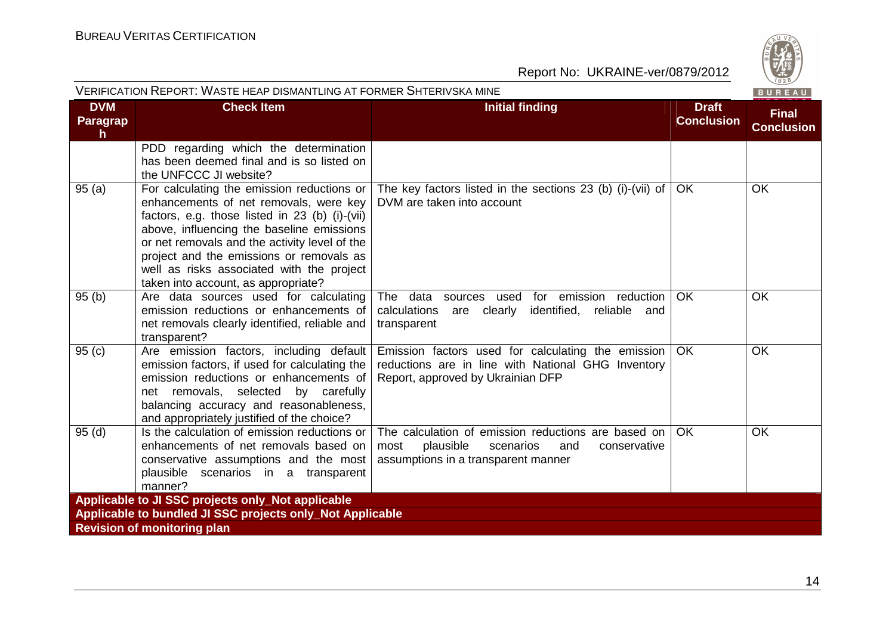| DVM Paragraph | Check Item | Initial finding | Draft Conclusion | Final Conclusion |
|---|---|---|---|---|
| | PDD regarding which the determination has been deemed final and is so listed on the UNFCCC JI website? | | | |
| 95 (a) | For calculating the emission reductions or enhancements of net removals, were key factors, e.g. those listed in 23 (b) (i)-(vii) above, influencing the baseline emissions or net removals and the activity level of the project and the emissions or removals as well as risks associated with the project taken into account, as appropriate? | The key factors listed in the sections 23 (b) (i)-(vii) of DVM are taken into account | OK | OK |
| 95 (b) | Are data sources used for calculating emission reductions or enhancements of net removals clearly identified, reliable and transparent? | The data sources used for emission reduction calculations are clearly identified, reliable and transparent | OK | OK |
| 95 (c) | Are emission factors, including default emission factors, if used for calculating the emission reductions or enhancements of net removals, selected by carefully balancing accuracy and reasonableness, and appropriately justified of the choice? | Emission factors used for calculating the emission reductions are in line with National GHG Inventory Report, approved by Ukrainian DFP | OK | OK |
| 95 (d) | Is the calculation of emission reductions or enhancements of net removals based on conservative assumptions and the most plausible scenarios in a transparent manner? | The calculation of emission reductions are based on most plausible scenarios and conservative assumptions in a transparent manner | OK | OK |
| **Applicable to JI SSC projects only_Not applicable** | | | | |
| **Applicable to bundled JI SSC projects only_Not Applicable** | | | | |
| **Revision of monitoring plan** | | | | |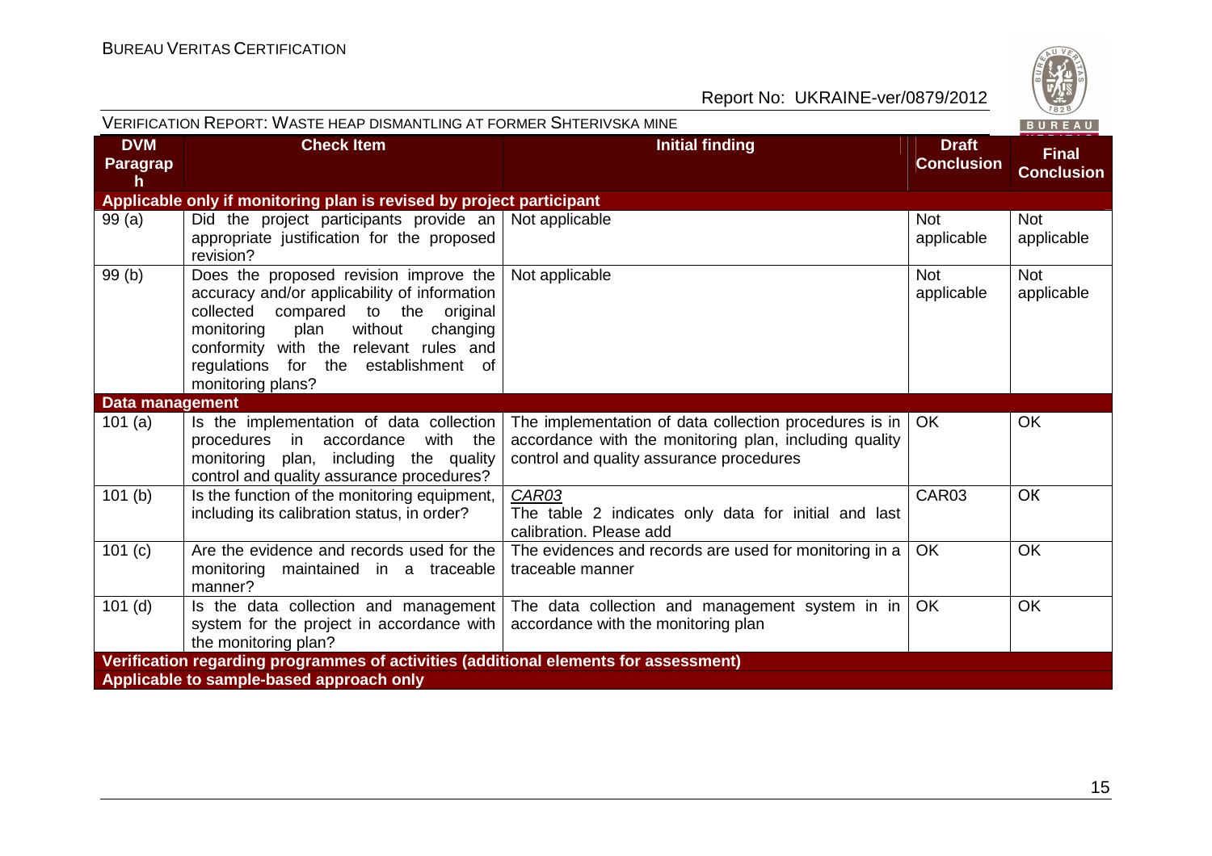| DVM Paragraph | Check Item | Initial finding | Draft Conclusion | Final Conclusion |
|---|---|---|---|---|
| **Applicable only if monitoring plan is revised by project participant** | | | | |
| 99 (a) | Did the project participants provide an appropriate justification for the proposed revision? | Not applicable | Not applicable | Not applicable |
| 99 (b) | Does the proposed revision improve the accuracy and/or applicability of information collected compared to the original monitoring plan without changing conformity with the relevant rules and regulations for the establishment of monitoring plans? | Not applicable | Not applicable | Not applicable |
| **Data management** | | | | |
| 101 (a) | Is the implementation of data collection procedures in accordance with the monitoring plan, including the quality control and quality assurance procedures? | The implementation of data collection procedures is in accordance with the monitoring plan, including quality control and quality assurance procedures | OK | OK |
| 101 (b) | Is the function of the monitoring equipment, including its calibration status, in order? | _CAR03_<br>The table 2 indicates only data for initial and last calibration. Please add | CAR03 | OK |
| 101 (c) | Are the evidence and records used for the monitoring maintained in a traceable manner? | The evidences and records are used for monitoring in a traceable manner | OK | OK |
| 101 (d) | Is the data collection and management system for the project in accordance with the monitoring plan? | The data collection and management system in in accordance with the monitoring plan | OK | OK |
| **Verification regarding programmes of activities (additional elements for assessment)** | | | | |
| **Applicable to sample-based approach only** | | | | |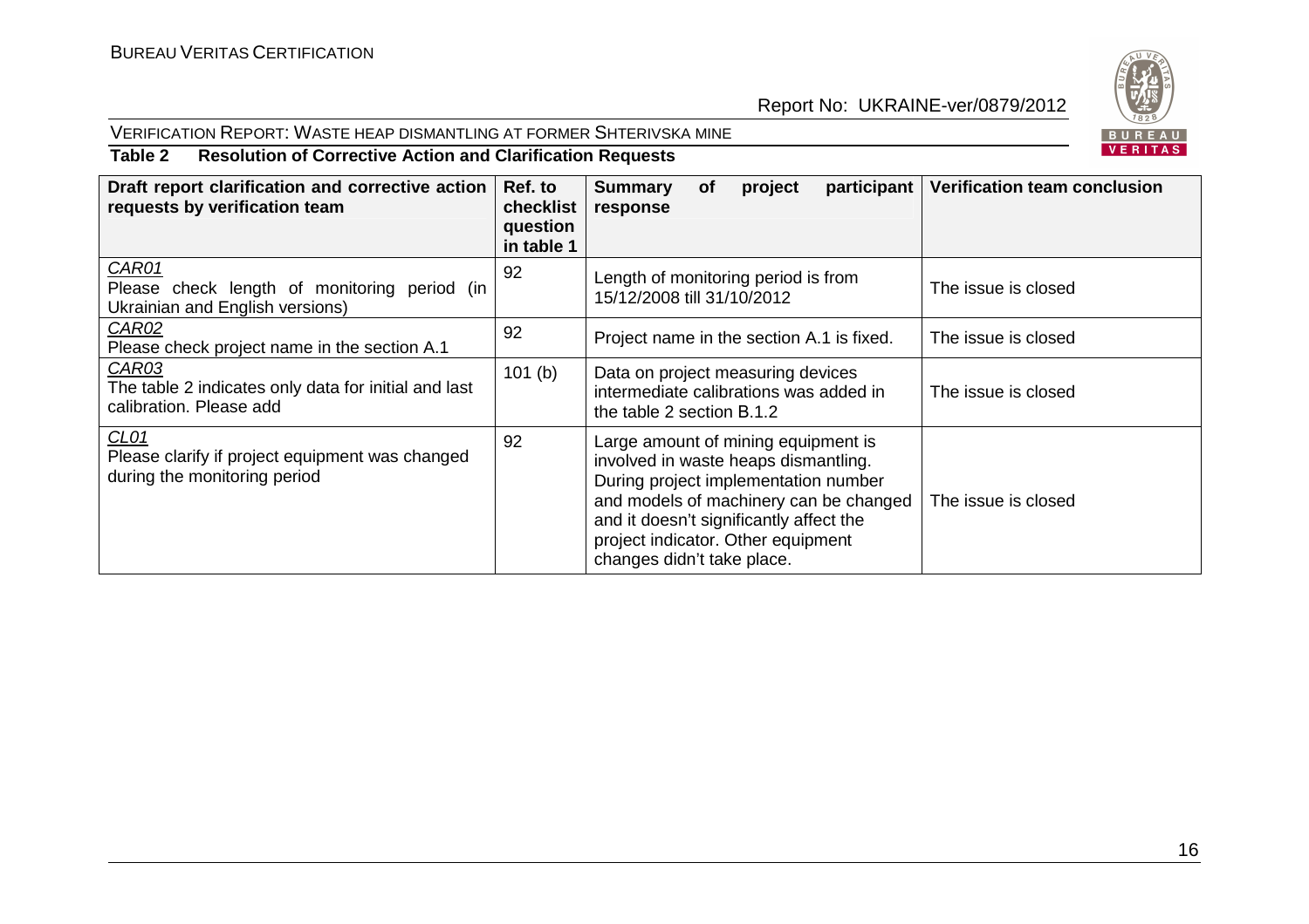**Table 2 Resolution of Corrective Action and Clarification Requests**

| Draft report clarification and corrective action requests by verification team | Ref. to checklist question in table 1 | Summary of project participant response | Verification team conclusion |
|---|---|---|---|
| CAR01<br>Please check length of monitoring period (in Ukrainian and English versions) | 92 | Length of monitoring period is from 15/12/2008 till 31/10/2012 | The issue is closed |
| CAR02<br>Please check project name in the section A.1 | 92 | Project name in the section A.1 is fixed. | The issue is closed |
| CAR03<br>The table 2 indicates only data for initial and last calibration. Please add | 101 (b) | Data on project measuring devices intermediate calibrations was added in the table 2 section B.1.2 | The issue is closed |
| CL01<br>Please clarify if project equipment was changed during the monitoring period | 92 | Large amount of mining equipment is involved in waste heaps dismantling. During project implementation number and models of machinery can be changed and it doesn't significantly affect the project indicator. Other equipment changes didn't take place. | The issue is closed |